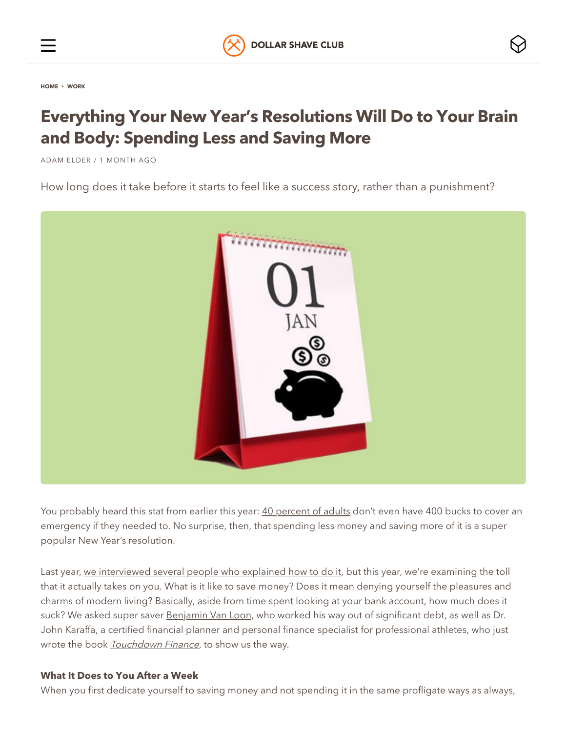HOME ‣ WORK

# Everything Your New Year's Resolutions Will Do to Your Brain and Body: Spending Less and Saving More

ADAM ELDER / 1 MONTH AGO

How long does it take before it starts to feel like a success story, rather than a punishment?

You probably heard this stat from earlier this year: 40 percent of adults don't even have 400 bucks to cover an emergency if they needed to. No surprise, then, that spending less money and saving more of it is a super popular New Year's resolution.

Last year, we interviewed several people who explained how to do it, but this year, we're examining the toll that it actually takes on you. What is it like to save money? Does it mean denying yourself the pleasures and charms of modern living? Basically, aside from time spent looking at your bank account, how much does it suck? We asked super saver Benjamin Van Loon, who worked his way out of significant debt, as well as Dr. John Karaffa, a certified financial planner and personal finance specialist for professional athletes, who just wrote the book *Touchdown Finance*, to show us the way.

**What It Does to You After a Week**

When you first dedicate yourself to saving money and not spending it in the same profligate ways as always,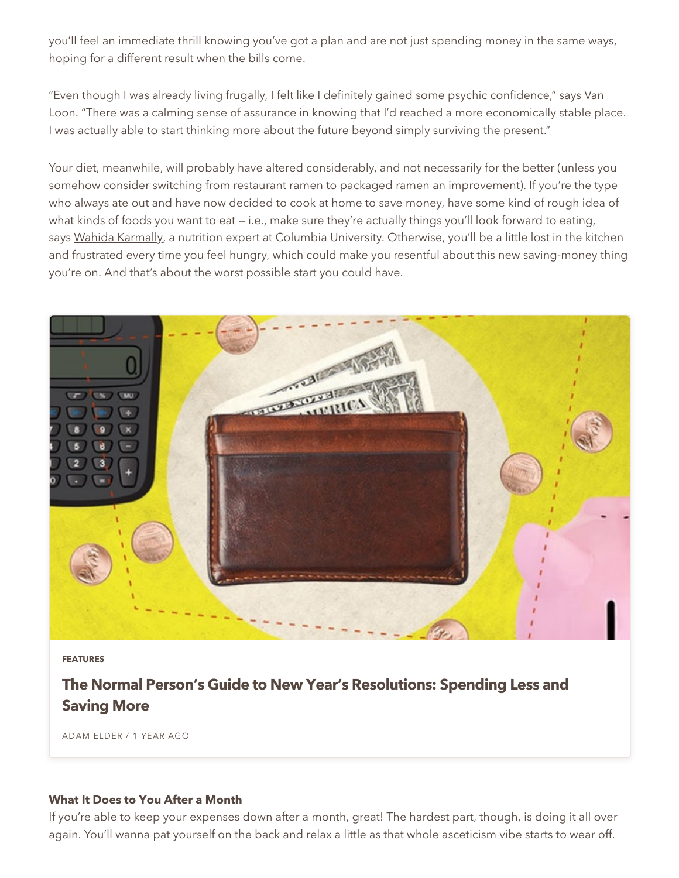you'll feel an immediate thrill knowing you've got a plan and are not just spending money in the same ways, hoping for a different result when the bills come.

"Even though I was already living frugally, I felt like I definitely gained some psychic confidence," says Van Loon. "There was a calming sense of assurance in knowing that I'd reached a more economically stable place. I was actually able to start thinking more about the future beyond simply surviving the present."

Your diet, meanwhile, will probably have altered considerably, and not necessarily for the better (unless you somehow consider switching from restaurant ramen to packaged ramen an improvement). If you're the type who always ate out and have now decided to cook at home to save money, have some kind of rough idea of what kinds of foods you want to eat — i.e., make sure they're actually things you'll look forward to eating, says Wahida Karmally, a nutrition expert at Columbia University. Otherwise, you'll be a little lost in the kitchen and frustrated every time you feel hungry, which could make you resentful about this new saving-money thing you're on. And that's about the worst possible start you could have.

**FEATURES**

**The Normal Person's Guide to New Year's Resolutions: Spending Less and Saving More**

ADAM ELDER / 1 YEAR AGO

**What It Does to You After a Month**

If you're able to keep your expenses down after a month, great! The hardest part, though, is doing it all over again. You'll wanna pat yourself on the back and relax a little as that whole asceticism vibe starts to wear off.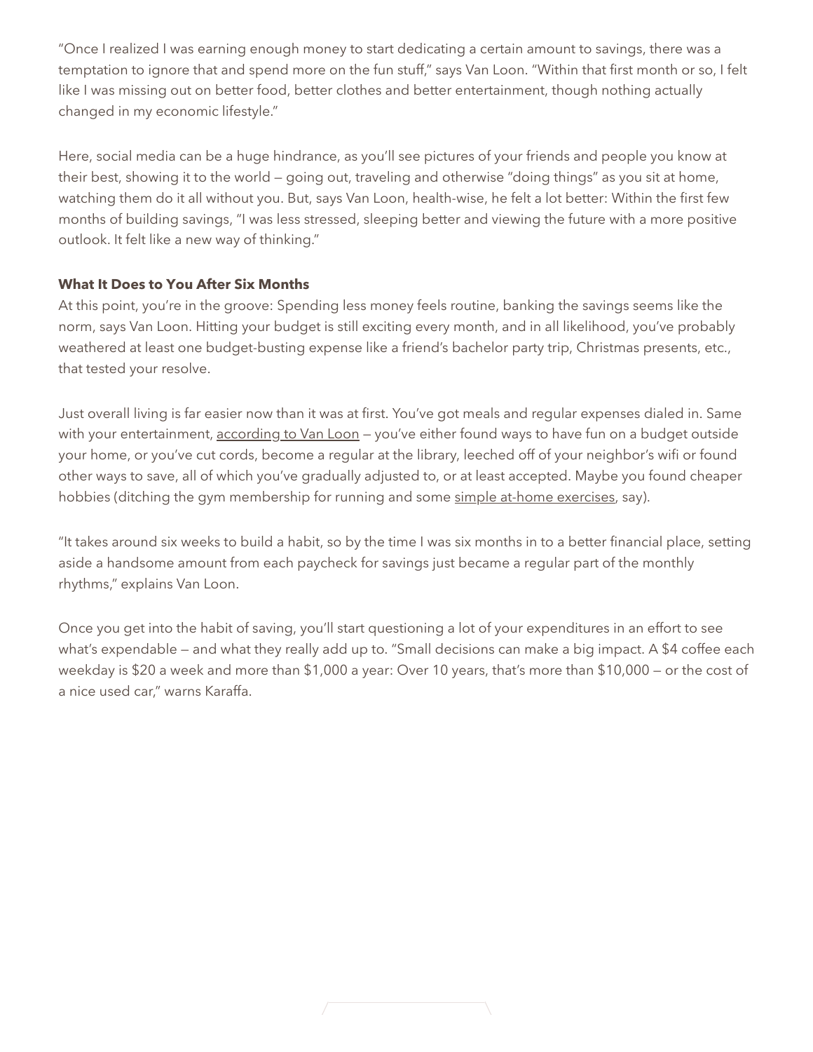"Once I realized I was earning enough money to start dedicating a certain amount to savings, there was a temptation to ignore that and spend more on the fun stuff," says Van Loon. "Within that first month or so, I felt like I was missing out on better food, better clothes and better entertainment, though nothing actually changed in my economic lifestyle."

Here, social media can be a huge hindrance, as you'll see pictures of your friends and people you know at their best, showing it to the world — going out, traveling and otherwise "doing things" as you sit at home, watching them do it all without you. But, says Van Loon, health-wise, he felt a lot better: Within the first few months of building savings, "I was less stressed, sleeping better and viewing the future with a more positive outlook. It felt like a new way of thinking."

**What It Does to You After Six Months**

At this point, you're in the groove: Spending less money feels routine, banking the savings seems like the norm, says Van Loon. Hitting your budget is still exciting every month, and in all likelihood, you've probably weathered at least one budget-busting expense like a friend's bachelor party trip, Christmas presents, etc., that tested your resolve.

Just overall living is far easier now than it was at first. You've got meals and regular expenses dialed in. Same with your entertainment, according to Van Loon — you've either found ways to have fun on a budget outside your home, or you've cut cords, become a regular at the library, leeched off of your neighbor's wifi or found other ways to save, all of which you've gradually adjusted to, or at least accepted. Maybe you found cheaper hobbies (ditching the gym membership for running and some simple at-home exercises, say).

"It takes around six weeks to build a habit, so by the time I was six months in to a better financial place, setting aside a handsome amount from each paycheck for savings just became a regular part of the monthly rhythms," explains Van Loon.

Once you get into the habit of saving, you'll start questioning a lot of your expenditures in an effort to see what's expendable — and what they really add up to. "Small decisions can make a big impact. A $4 coffee each weekday is $20 a week and more than $1,000 a year: Over 10 years, that's more than $10,000 — or the cost of a nice used car," warns Karaffa.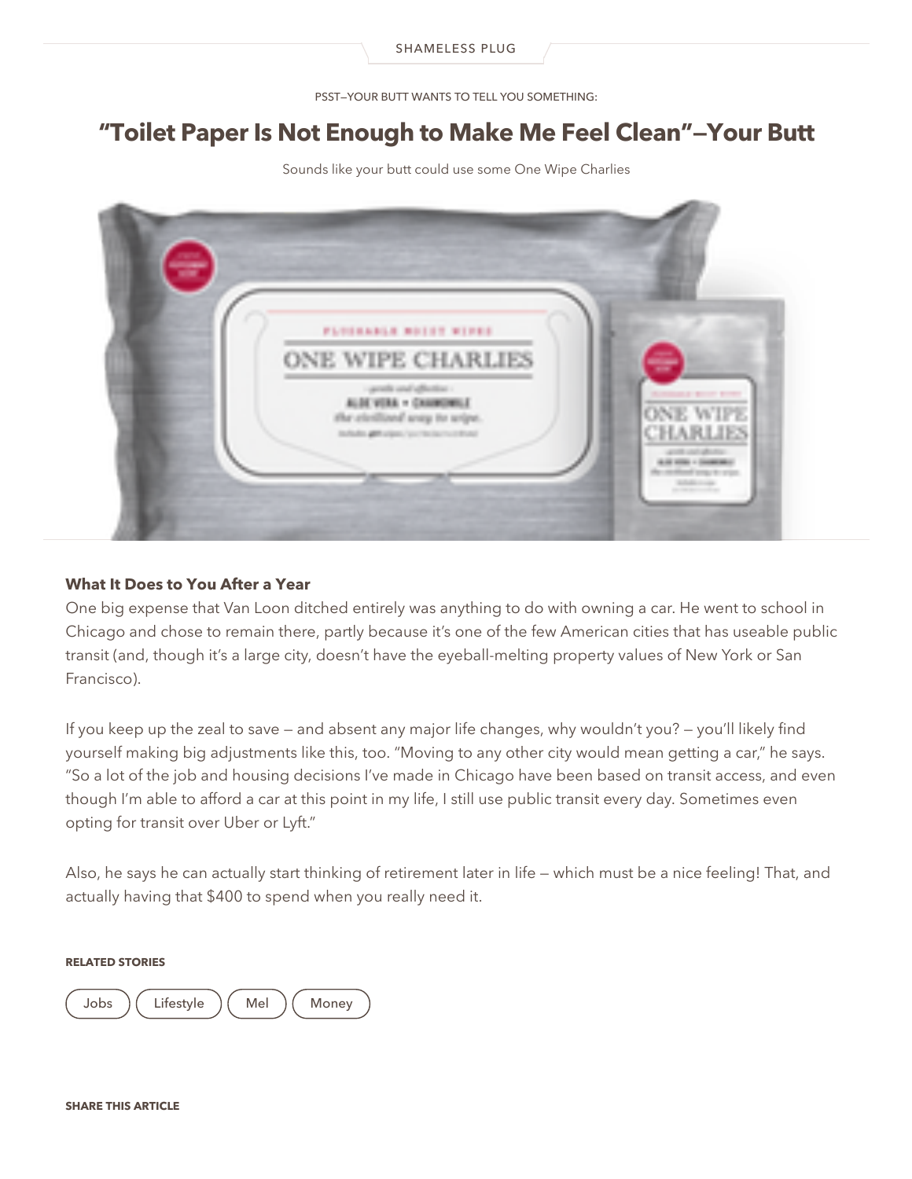SHAMELESS PLUG

PSST—YOUR BUTT WANTS TO TELL YOU SOMETHING:

## "Toilet Paper Is Not Enough to Make Me Feel Clean"—Your Butt

Sounds like your butt could use some One Wipe Charlies

**What It Does to You After a Year**

One big expense that Van Loon ditched entirely was anything to do with owning a car. He went to school in Chicago and chose to remain there, partly because it's one of the few American cities that has useable public transit (and, though it's a large city, doesn't have the eyeball-melting property values of New York or San Francisco).

If you keep up the zeal to save — and absent any major life changes, why wouldn't you? — you'll likely find yourself making big adjustments like this, too. "Moving to any other city would mean getting a car," he says. "So a lot of the job and housing decisions I've made in Chicago have been based on transit access, and even though I'm able to afford a car at this point in my life, I still use public transit every day. Sometimes even opting for transit over Uber or Lyft."

Also, he says he can actually start thinking of retirement later in life — which must be a nice feeling! That, and actually having that $400 to spend when you really need it.

**RELATED STORIES**

Jobs | Lifestyle | Mel | Money

**SHARE THIS ARTICLE**